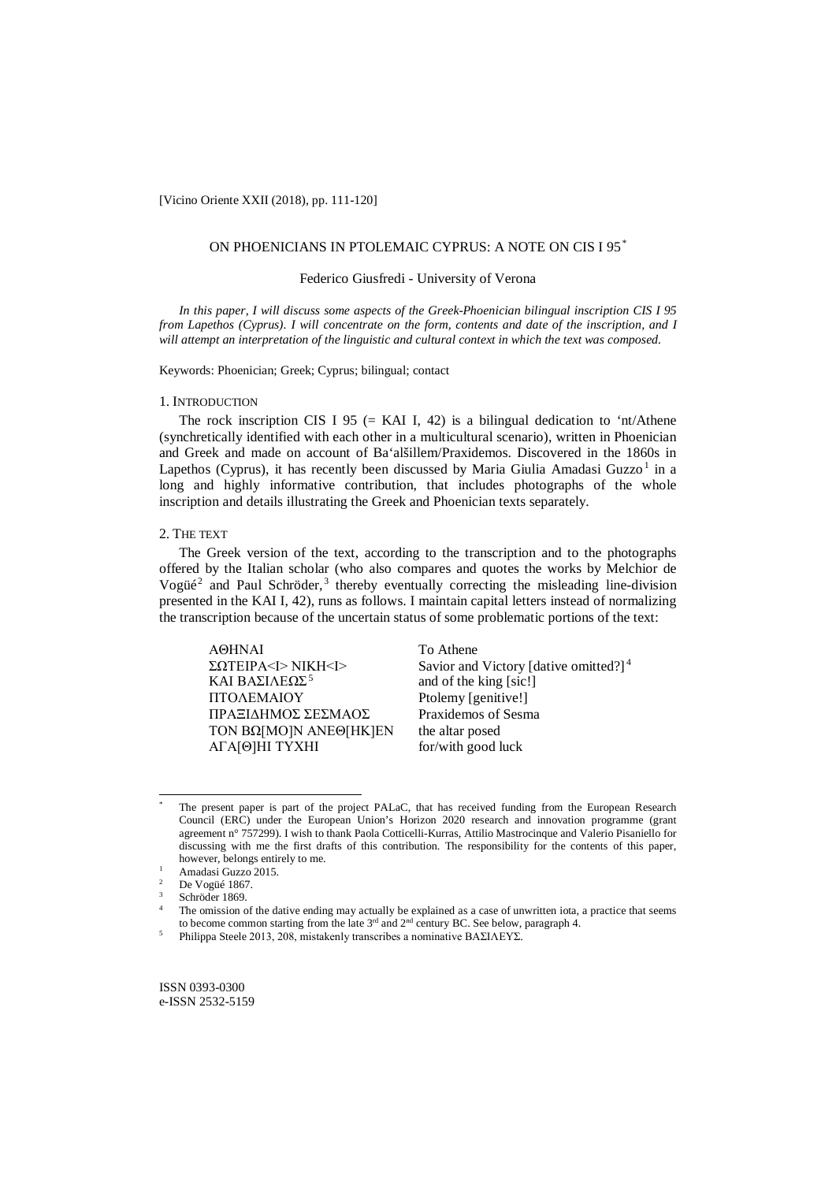[Vicino Oriente XXII (2018), pp. 111-120]

# ON PHOENICIANS IN PTOLEMAIC CYPRUS: A NOTE ON CIS I 95[*]

Federico Giusfredi - University of Verona

*In this paper, I will discuss some aspects of the Greek-Phoenician bilingual inscription CIS I 95 from Lapethos (Cyprus). I will concentrate on the form, contents and date of the inscription, and I will attempt an interpretation of the linguistic and cultural context in which the text was composed.*

Keywords: Phoenician; Greek; Cyprus; bilingual; contact

## 1. Introduction

The rock inscription CIS I 95 (= KAI I, 42) is a bilingual dedication to ʻnt/Athene (synchretically identified with each other in a multicultural scenario), written in Phoenician and Greek and made on account of Baʻalšillem/Praxidemos. Discovered in the 1860s in Lapethos (Cyprus), it has recently been discussed by Maria Giulia Amadasi Guzzo[1] in a long and highly informative contribution, that includes photographs of the whole inscription and details illustrating the Greek and Phoenician texts separately.

## 2. The text

The Greek version of the text, according to the transcription and to the photographs offered by the Italian scholar (who also compares and quotes the works by Melchior de Vogüé[2] and Paul Schröder,[3] thereby eventually correcting the misleading line-division presented in the KAI I, 42), runs as follows. I maintain capital letters instead of normalizing the transcription because of the uncertain status of some problematic portions of the text:

| | |
|---|---|
| ΑΘΗΝΑΙ | To Athene |
| ΣΩΤΕΙΡΑ<Ι> ΝΙΚΗ<Ι> | Savior and Victory [dative omitted?][4] |
| ΚΑΙ ΒΑΣΙΛΕΩΣ[5] | and of the king [sic!] |
| ΠΤΟΛΕΜΑΙΟΥ | Ptolemy [genitive!] |
| ΠΡΑΞΙΔΗΜΟΣ ΣΕΣΜΑΟΣ | Praxidemos of Sesma |
| ΤΟΝ ΒΩ[ΜΟ]Ν ΑΝΕΘ[ΗΚ]ΕΝ | the altar posed |
| ΑΓΑ[Θ]ΗΙ ΤΥΧΗΙ | for/with good luck |

---

[*] The present paper is part of the project PALaC, that has received funding from the European Research Council (ERC) under the European Union's Horizon 2020 research and innovation programme (grant agreement n° 757299). I wish to thank Paola Cotticelli-Kurras, Attilio Mastrocinque and Valerio Pisaniello for discussing with me the first drafts of this contribution. The responsibility for the contents of this paper, however, belongs entirely to me.

[1] Amadasi Guzzo 2015.

[2] De Vogüé 1867.

[3] Schröder 1869.

[4] The omission of the dative ending may actually be explained as a case of unwritten iota, a practice that seems to become common starting from the late 3rd and 2nd century BC. See below, paragraph 4.

[5] Philippa Steele 2013, 208, mistakenly transcribes a nominative ΒΑΣΙΛΕΥΣ.

ISSN 0393-0300
e-ISSN 2532-5159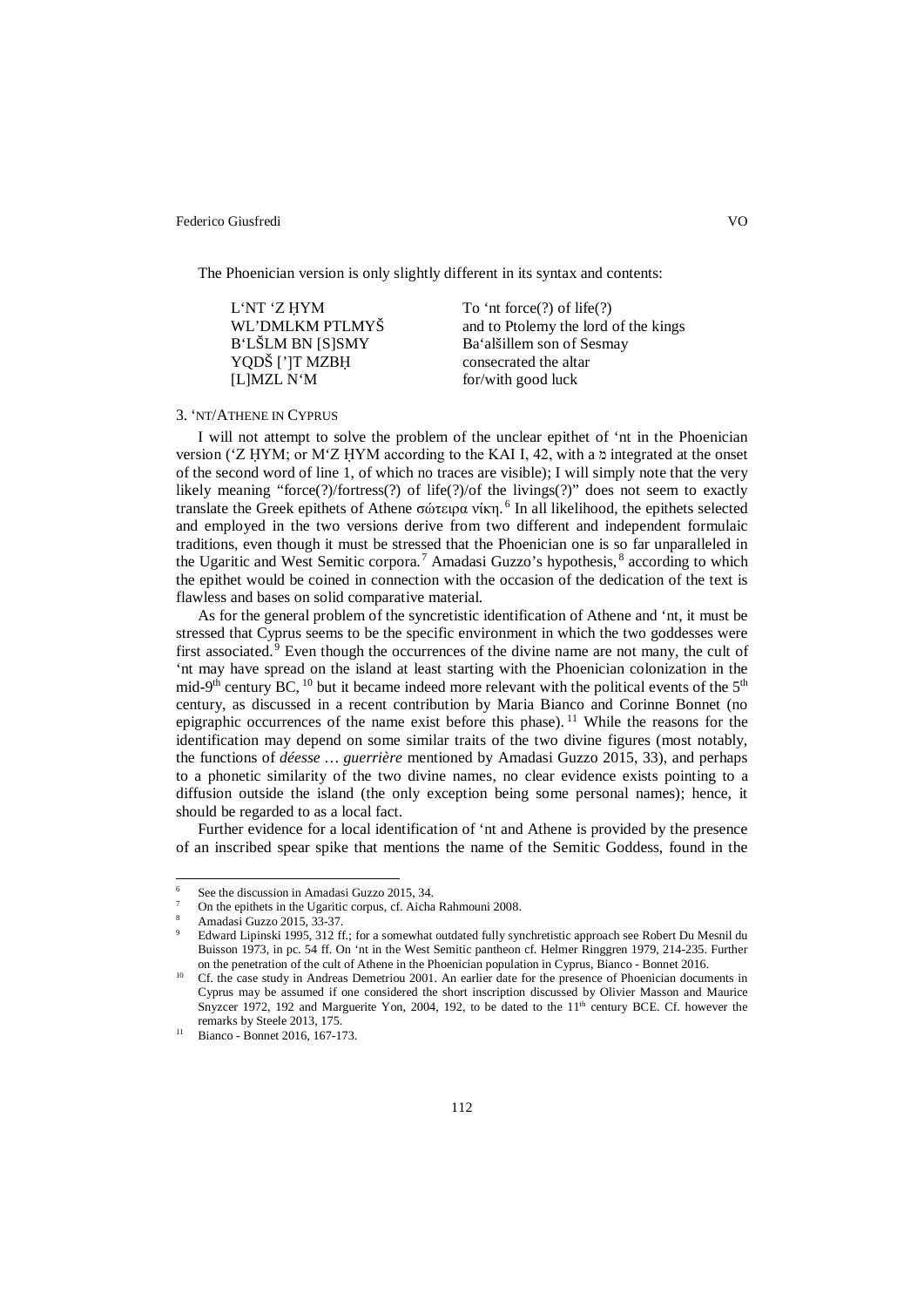The Phoenician version is only slightly different in its syntax and contents:

| | |
|---|---|
| L‘NT ‘Z ḤYM | To ‘nt force(?) of life(?) |
| WL’DMLKM PTLMYŠ | and to Ptolemy the lord of the kings |
| B‘LŠLM BN [S]SMY | Ba‘alšillem son of Sesmay |
| YQDŠ [’]T MZBḤ | consecrated the altar |
| [L]MZL N‘M | for/with good luck |

### 3. ‘NT/ATHENE IN CYPRUS

I will not attempt to solve the problem of the unclear epithet of ‘nt in the Phoenician version (‘Z ḤYM; or M‘Z ḤYM according to the KAI I, 42, with a מ integrated at the onset of the second word of line 1, of which no traces are visible); I will simply note that the very likely meaning "force(?)/fortress(?) of life(?)/of the livings(?)" does not seem to exactly translate the Greek epithets of Athene σώτειρα νίκη.[6] In all likelihood, the epithets selected and employed in the two versions derive from two different and independent formulaic traditions, even though it must be stressed that the Phoenician one is so far unparalleled in the Ugaritic and West Semitic corpora.[7] Amadasi Guzzo's hypothesis,[8] according to which the epithet would be coined in connection with the occasion of the dedication of the text is flawless and bases on solid comparative material.

As for the general problem of the syncretistic identification of Athene and ‘nt, it must be stressed that Cyprus seems to be the specific environment in which the two goddesses were first associated.[9] Even though the occurrences of the divine name are not many, the cult of ‘nt may have spread on the island at least starting with the Phoenician colonization in the mid-9[th] century BC,[10] but it became indeed more relevant with the political events of the 5[th] century, as discussed in a recent contribution by Maria Bianco and Corinne Bonnet (no epigraphic occurrences of the name exist before this phase).[11] While the reasons for the identification may depend on some similar traits of the two divine figures (most notably, the functions of *déesse … guerrière* mentioned by Amadasi Guzzo 2015, 33), and perhaps to a phonetic similarity of the two divine names, no clear evidence exists pointing to a diffusion outside the island (the only exception being some personal names); hence, it should be regarded to as a local fact.

Further evidence for a local identification of ‘nt and Athene is provided by the presence of an inscribed spear spike that mentions the name of the Semitic Goddess, found in the

---

[6] See the discussion in Amadasi Guzzo 2015, 34.

[7] On the epithets in the Ugaritic corpus, cf. Aicha Rahmouni 2008.

[8] Amadasi Guzzo 2015, 33-37.

[9] Edward Lipinski 1995, 312 ff.; for a somewhat outdated fully synchretistic approach see Robert Du Mesnil du Buisson 1973, in pc. 54 ff. On ‘nt in the West Semitic pantheon cf. Helmer Ringgren 1979, 214-235. Further on the penetration of the cult of Athene in the Phoenician population in Cyprus, Bianco - Bonnet 2016.

[10] Cf. the case study in Andreas Demetriou 2001. An earlier date for the presence of Phoenician documents in Cyprus may be assumed if one considered the short inscription discussed by Olivier Masson and Maurice Snyzcer 1972, 192 and Marguerite Yon, 2004, 192, to be dated to the 11[th] century BCE. Cf. however the remarks by Steele 2013, 175.

[11] Bianco - Bonnet 2016, 167-173.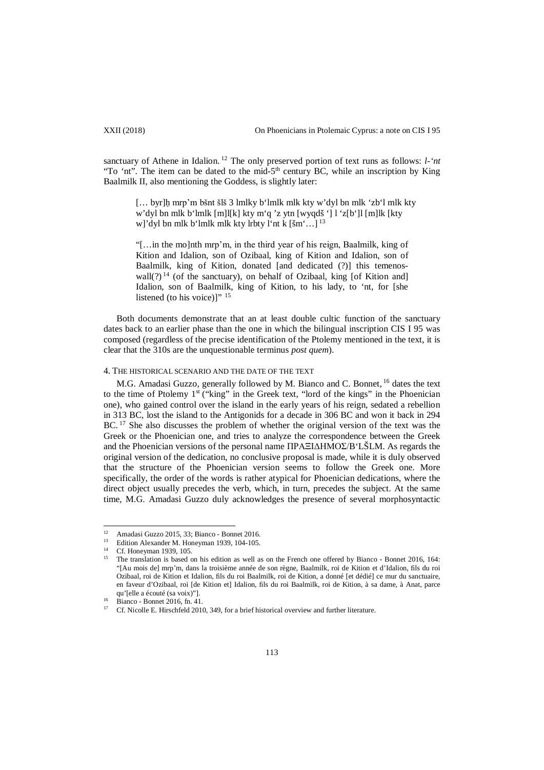sanctuary of Athene in Idalion.[12] The only preserved portion of text runs as follows: *l-ʿnt* "To ʿnt". The item can be dated to the mid-5th century BC, while an inscription by King Baalmilk II, also mentioning the Goddess, is slightly later:

> [… byr]ḥ mrp'm bšnt šlš 3 lmlky bʿlmlk mlk kty w'dyl bn mlk ʿzbʿl mlk kty w'dyl bn mlk bʿlmlk [m]l[k] kty mʿq 'z ytn [wyqdš ʿ] l ʿz[bʿ]l [m]lk [kty w]'dyl bn mlk bʿlmlk mlk kty lrbty lʿnt k [šmʿ…] [13]
>
> "[…in the mo]nth mrp'm, in the third year of his reign, Baalmilk, king of Kition and Idalion, son of Ozibaal, king of Kition and Idalion, son of Baalmilk, king of Kition, donated [and dedicated (?)] this temenos-wall(?) [14] (of the sanctuary), on behalf of Ozibaal, king [of Kition and] Idalion, son of Baalmilk, king of Kition, to his lady, to ʿnt, for [she listened (to his voice)]" [15]

Both documents demonstrate that an at least double cultic function of the sanctuary dates back to an earlier phase than the one in which the bilingual inscription CIS I 95 was composed (regardless of the precise identification of the Ptolemy mentioned in the text, it is clear that the 310s are the unquestionable terminus *post quem*).

## 4. The historical scenario and the date of the text

M.G. Amadasi Guzzo, generally followed by M. Bianco and C. Bonnet,[16] dates the text to the time of Ptolemy 1st ("king" in the Greek text, "lord of the kings" in the Phoenician one), who gained control over the island in the early years of his reign, sedated a rebellion in 313 BC, lost the island to the Antigonids for a decade in 306 BC and won it back in 294 BC.[17] She also discusses the problem of whether the original version of the text was the Greek or the Phoenician one, and tries to analyze the correspondence between the Greek and the Phoenician versions of the personal name ΠΡΑΞΙΔΗΜΟΣ/BʿLŠLM. As regards the original version of the dedication, no conclusive proposal is made, while it is duly observed that the structure of the Phoenician version seems to follow the Greek one. More specifically, the order of the words is rather atypical for Phoenician dedications, where the direct object usually precedes the verb, which, in turn, precedes the subject. At the same time, M.G. Amadasi Guzzo duly acknowledges the presence of several morphosyntactic

---

[12] Amadasi Guzzo 2015, 33; Bianco - Bonnet 2016.

[13] Edition Alexander M. Honeyman 1939, 104-105.

[14] Cf. Honeyman 1939, 105.

[15] The translation is based on his edition as well as on the French one offered by Bianco - Bonnet 2016, 164: "[Au mois de] mrp'm, dans la troisième année de son règne, Baalmilk, roi de Kition et d'Idalion, fils du roi Ozibaal, roi de Kition et Idalion, fils du roi Baalmilk, roi de Kition, a donné [et dédié] ce mur du sanctuaire, en faveur d'Ozibaal, roi [de Kition et] Idalion, fils du roi Baalmilk, roi de Kition, à sa dame, à Anat, parce qu'[elle a écouté (sa voix)"].

[16] Bianco - Bonnet 2016, fn. 41.

[17] Cf. Nicolle E. Hirschfeld 2010, 349, for a brief historical overview and further literature.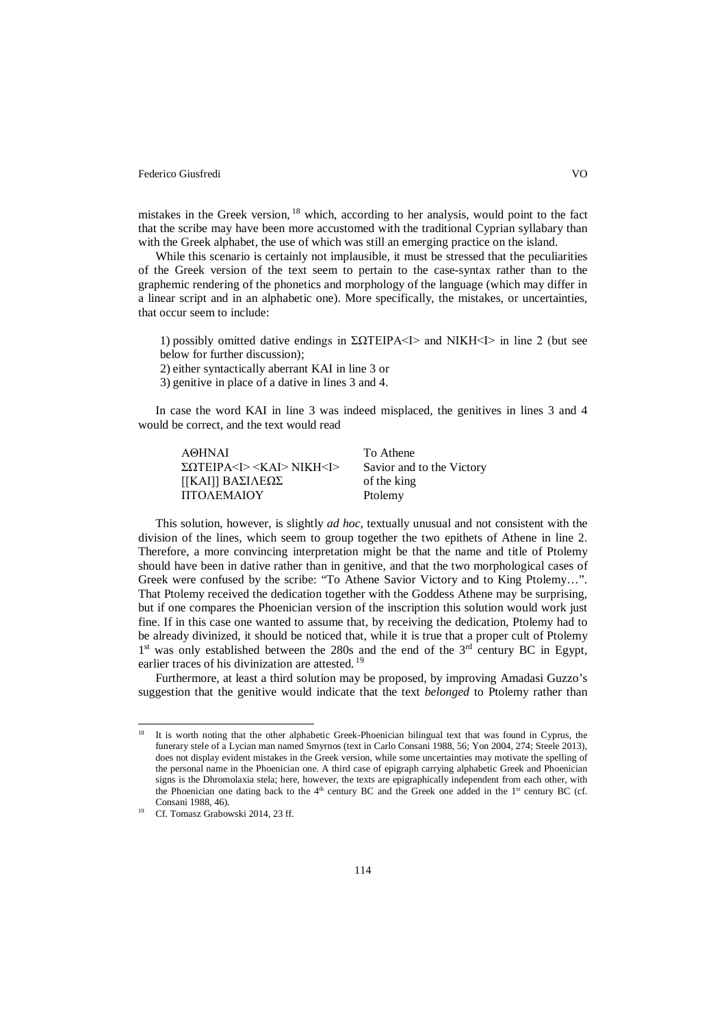mistakes in the Greek version,[18] which, according to her analysis, would point to the fact that the scribe may have been more accustomed with the traditional Cyprian syllabary than with the Greek alphabet, the use of which was still an emerging practice on the island.

While this scenario is certainly not implausible, it must be stressed that the peculiarities of the Greek version of the text seem to pertain to the case-syntax rather than to the graphemic rendering of the phonetics and morphology of the language (which may differ in a linear script and in an alphabetic one). More specifically, the mistakes, or uncertainties, that occur seem to include:

1) possibly omitted dative endings in ΣΩΤΕΙΡΑ<Ι> and ΝΙΚΗ<Ι> in line 2 (but see below for further discussion);
2) either syntactically aberrant ΚΑΙ in line 3 or
3) genitive in place of a dative in lines 3 and 4.

In case the word ΚΑΙ in line 3 was indeed misplaced, the genitives in lines 3 and 4 would be correct, and the text would read

| | |
|---|---|
| ΑΘΗΝΑΙ | To Athene |
| ΣΩΤΕΙΡΑ<Ι> <ΚΑΙ> ΝΙΚΗ<Ι> | Savior and to the Victory |
| [[ΚΑΙ]] ΒΑΣΙΛΕΩΣ | of the king |
| ΠΤΟΛΕΜΑΙΟΥ | Ptolemy |

This solution, however, is slightly *ad hoc*, textually unusual and not consistent with the division of the lines, which seem to group together the two epithets of Athene in line 2. Therefore, a more convincing interpretation might be that the name and title of Ptolemy should have been in dative rather than in genitive, and that the two morphological cases of Greek were confused by the scribe: "To Athene Savior Victory and to King Ptolemy…". That Ptolemy received the dedication together with the Goddess Athene may be surprising, but if one compares the Phoenician version of the inscription this solution would work just fine. If in this case one wanted to assume that, by receiving the dedication, Ptolemy had to be already divinized, it should be noticed that, while it is true that a proper cult of Ptolemy 1st was only established between the 280s and the end of the 3rd century BC in Egypt, earlier traces of his divinization are attested.[19]

Furthermore, at least a third solution may be proposed, by improving Amadasi Guzzo's suggestion that the genitive would indicate that the text *belonged* to Ptolemy rather than

---

[18] It is worth noting that the other alphabetic Greek-Phoenician bilingual text that was found in Cyprus, the funerary stele of a Lycian man named Smyrnos (text in Carlo Consani 1988, 56; Yon 2004, 274; Steele 2013), does not display evident mistakes in the Greek version, while some uncertainties may motivate the spelling of the personal name in the Phoenician one. A third case of epigraph carrying alphabetic Greek and Phoenician signs is the Dhromolaxia stela; here, however, the texts are epigraphically independent from each other, with the Phoenician one dating back to the 4th century BC and the Greek one added in the 1st century BC (cf. Consani 1988, 46).

[19] Cf. Tomasz Grabowski 2014, 23 ff.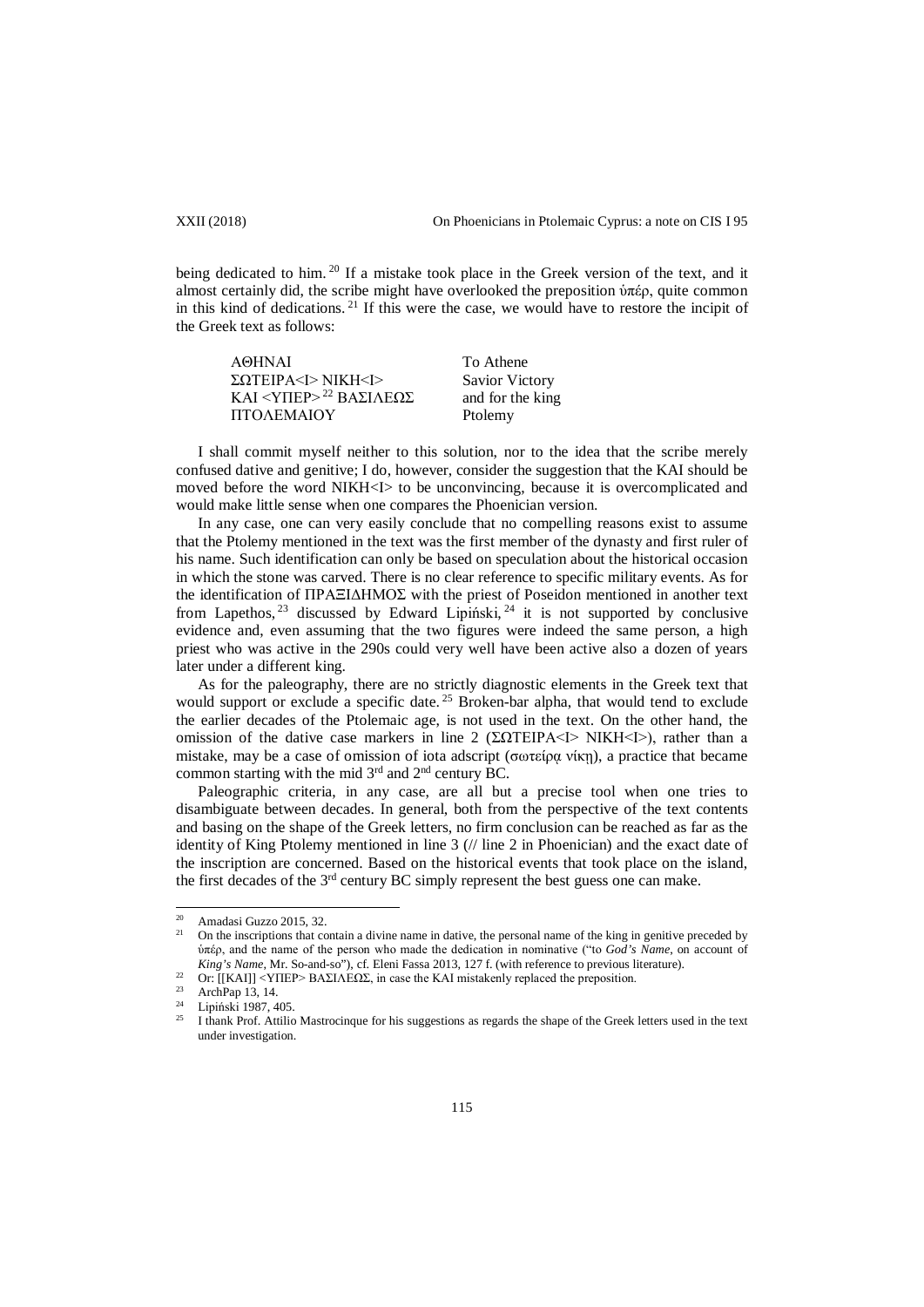being dedicated to him.[20] If a mistake took place in the Greek version of the text, and it almost certainly did, the scribe might have overlooked the preposition ὑπέρ, quite common in this kind of dedications.[21] If this were the case, we would have to restore the incipit of the Greek text as follows:

| | |
|---|---|
| ΑΘΗΝΑΙ | To Athene |
| ΣΩΤΕΙΡΑ<Ι> ΝΙΚΗ<Ι> | Savior Victory |
| ΚΑΙ <ΥΠΕΡ>[22] ΒΑΣΙΛΕΩΣ | and for the king |
| ΠΤΟΛΕΜΑΙΟΥ | Ptolemy |

I shall commit myself neither to this solution, nor to the idea that the scribe merely confused dative and genitive; I do, however, consider the suggestion that the ΚΑΙ should be moved before the word ΝΙΚΗ<Ι> to be unconvincing, because it is overcomplicated and would make little sense when one compares the Phoenician version.

In any case, one can very easily conclude that no compelling reasons exist to assume that the Ptolemy mentioned in the text was the first member of the dynasty and first ruler of his name. Such identification can only be based on speculation about the historical occasion in which the stone was carved. There is no clear reference to specific military events. As for the identification of ΠΡΑΞΙΔΗΜΟΣ with the priest of Poseidon mentioned in another text from Lapethos,[23] discussed by Edward Lipiński,[24] it is not supported by conclusive evidence and, even assuming that the two figures were indeed the same person, a high priest who was active in the 290s could very well have been active also a dozen of years later under a different king.

As for the paleography, there are no strictly diagnostic elements in the Greek text that would support or exclude a specific date.[25] Broken-bar alpha, that would tend to exclude the earlier decades of the Ptolemaic age, is not used in the text. On the other hand, the omission of the dative case markers in line 2 (ΣΩΤΕΙΡΑ<Ι> ΝΙΚΗ<Ι>), rather than a mistake, may be a case of omission of iota adscript (σωτείρᾳ νίκῃ), a practice that became common starting with the mid 3rd and 2nd century BC.

Paleographic criteria, in any case, are all but a precise tool when one tries to disambiguate between decades. In general, both from the perspective of the text contents and basing on the shape of the Greek letters, no firm conclusion can be reached as far as the identity of King Ptolemy mentioned in line 3 (// line 2 in Phoenician) and the exact date of the inscription are concerned. Based on the historical events that took place on the island, the first decades of the 3rd century BC simply represent the best guess one can make.

---

[20] Amadasi Guzzo 2015, 32.

[21] On the inscriptions that contain a divine name in dative, the personal name of the king in genitive preceded by ὑπέρ, and the name of the person who made the dedication in nominative ("to *God's Name*, on account of *King's Name*, Mr. So-and-so"), cf. Eleni Fassa 2013, 127 f. (with reference to previous literature).

[22] Or: [[ΚΑΙ]] <ΥΠΕΡ> ΒΑΣΙΛΕΩΣ, in case the ΚΑΙ mistakenly replaced the preposition.

[23] ArchPap 13, 14.

[24] Lipiński 1987, 405.

[25] I thank Prof. Attilio Mastrocinque for his suggestions as regards the shape of the Greek letters used in the text under investigation.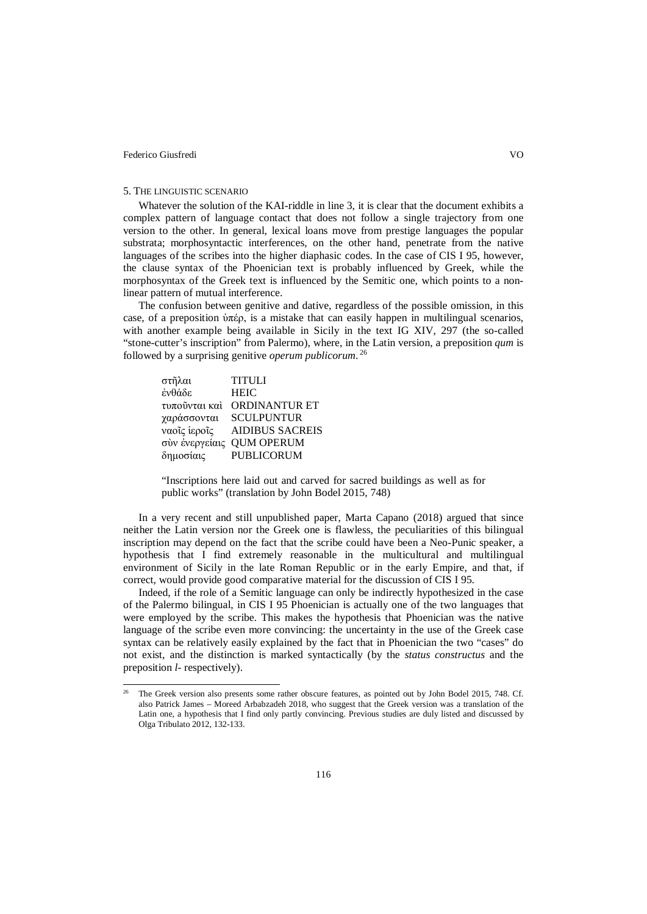## 5. The linguistic scenario

Whatever the solution of the KAI-riddle in line 3, it is clear that the document exhibits a complex pattern of language contact that does not follow a single trajectory from one version to the other. In general, lexical loans move from prestige languages the popular substrata; morphosyntactic interferences, on the other hand, penetrate from the native languages of the scribes into the higher diaphasic codes. In the case of CIS I 95, however, the clause syntax of the Phoenician text is probably influenced by Greek, while the morphosyntax of the Greek text is influenced by the Semitic one, which points to a non-linear pattern of mutual interference.

The confusion between genitive and dative, regardless of the possible omission, in this case, of a preposition ὑπέρ, is a mistake that can easily happen in multilingual scenarios, with another example being available in Sicily in the text IG XIV, 297 (the so-called "stone-cutter's inscription" from Palermo), where, in the Latin version, a preposition *qum* is followed by a surprising genitive *operum publicorum*.[26]

| | |
|---|---|
| στῆλαι | TITULI |
| ἐνθάδε | HEIC |
| τυποῦνται καὶ | ORDINANTUR ET |
| χαράσσονται | SCULPUNTUR |
| ναοῖς ἱεροῖς | AIDIBUS SACREIS |
| σὺν ἐνεργείαις | QUM OPERUM |
| δημοσίαις | PUBLICORUM |

"Inscriptions here laid out and carved for sacred buildings as well as for public works" (translation by John Bodel 2015, 748)

In a very recent and still unpublished paper, Marta Capano (2018) argued that since neither the Latin version nor the Greek one is flawless, the peculiarities of this bilingual inscription may depend on the fact that the scribe could have been a Neo-Punic speaker, a hypothesis that I find extremely reasonable in the multicultural and multilingual environment of Sicily in the late Roman Republic or in the early Empire, and that, if correct, would provide good comparative material for the discussion of CIS I 95.

Indeed, if the role of a Semitic language can only be indirectly hypothesized in the case of the Palermo bilingual, in CIS I 95 Phoenician is actually one of the two languages that were employed by the scribe. This makes the hypothesis that Phoenician was the native language of the scribe even more convincing: the uncertainty in the use of the Greek case syntax can be relatively easily explained by the fact that in Phoenician the two "cases" do not exist, and the distinction is marked syntactically (by the *status constructus* and the preposition *l-* respectively).

---

[26] The Greek version also presents some rather obscure features, as pointed out by John Bodel 2015, 748. Cf. also Patrick James – Moreed Arbabzadeh 2018, who suggest that the Greek version was a translation of the Latin one, a hypothesis that I find only partly convincing. Previous studies are duly listed and discussed by Olga Tribulato 2012, 132-133.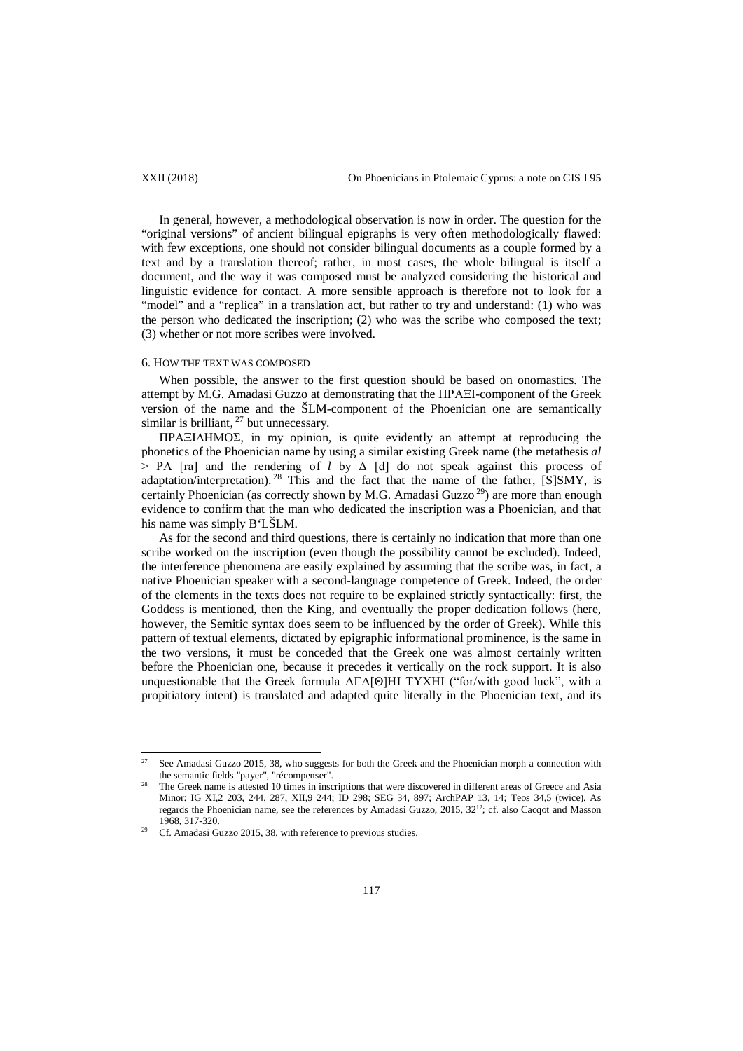In general, however, a methodological observation is now in order. The question for the "original versions" of ancient bilingual epigraphs is very often methodologically flawed: with few exceptions, one should not consider bilingual documents as a couple formed by a text and by a translation thereof; rather, in most cases, the whole bilingual is itself a document, and the way it was composed must be analyzed considering the historical and linguistic evidence for contact. A more sensible approach is therefore not to look for a "model" and a "replica" in a translation act, but rather to try and understand: (1) who was the person who dedicated the inscription; (2) who was the scribe who composed the text; (3) whether or not more scribes were involved.

## 6. How the text was composed

When possible, the answer to the first question should be based on onomastics. The attempt by M.G. Amadasi Guzzo at demonstrating that the ΠΡΑΞΙ-component of the Greek version of the name and the ŠLM-component of the Phoenician one are semantically similar is brilliant, [27] but unnecessary.

ΠΡΑΞΙΔΗΜΟΣ, in my opinion, is quite evidently an attempt at reproducing the phonetics of the Phoenician name by using a similar existing Greek name (the metathesis *al* > ΡΑ [ra] and the rendering of *l* by Δ [d] do not speak against this process of adaptation/interpretation). [28] This and the fact that the name of the father, [S]SMY, is certainly Phoenician (as correctly shown by M.G. Amadasi Guzzo [29]) are more than enough evidence to confirm that the man who dedicated the inscription was a Phoenician, and that his name was simply BʻLŠLM.

As for the second and third questions, there is certainly no indication that more than one scribe worked on the inscription (even though the possibility cannot be excluded). Indeed, the interference phenomena are easily explained by assuming that the scribe was, in fact, a native Phoenician speaker with a second-language competence of Greek. Indeed, the order of the elements in the texts does not require to be explained strictly syntactically: first, the Goddess is mentioned, then the King, and eventually the proper dedication follows (here, however, the Semitic syntax does seem to be influenced by the order of Greek). While this pattern of textual elements, dictated by epigraphic informational prominence, is the same in the two versions, it must be conceded that the Greek one was almost certainly written before the Phoenician one, because it precedes it vertically on the rock support. It is also unquestionable that the Greek formula ΑΓΑ[Θ]ΗΙ ΤΥΧΗΙ ("for/with good luck", with a propitiatory intent) is translated and adapted quite literally in the Phoenician text, and its

---

[27] See Amadasi Guzzo 2015, 38, who suggests for both the Greek and the Phoenician morph a connection with the semantic fields "payer", "récompenser".

[28] The Greek name is attested 10 times in inscriptions that were discovered in different areas of Greece and Asia Minor: IG XI,2 203, 244, 287, XII,9 244; ID 298; SEG 34, 897; ArchPAP 13, 14; Teos 34,5 (twice). As regards the Phoenician name, see the references by Amadasi Guzzo, 2015, 32[12]; cf. also Cacqot and Masson 1968, 317-320.

[29] Cf. Amadasi Guzzo 2015, 38, with reference to previous studies.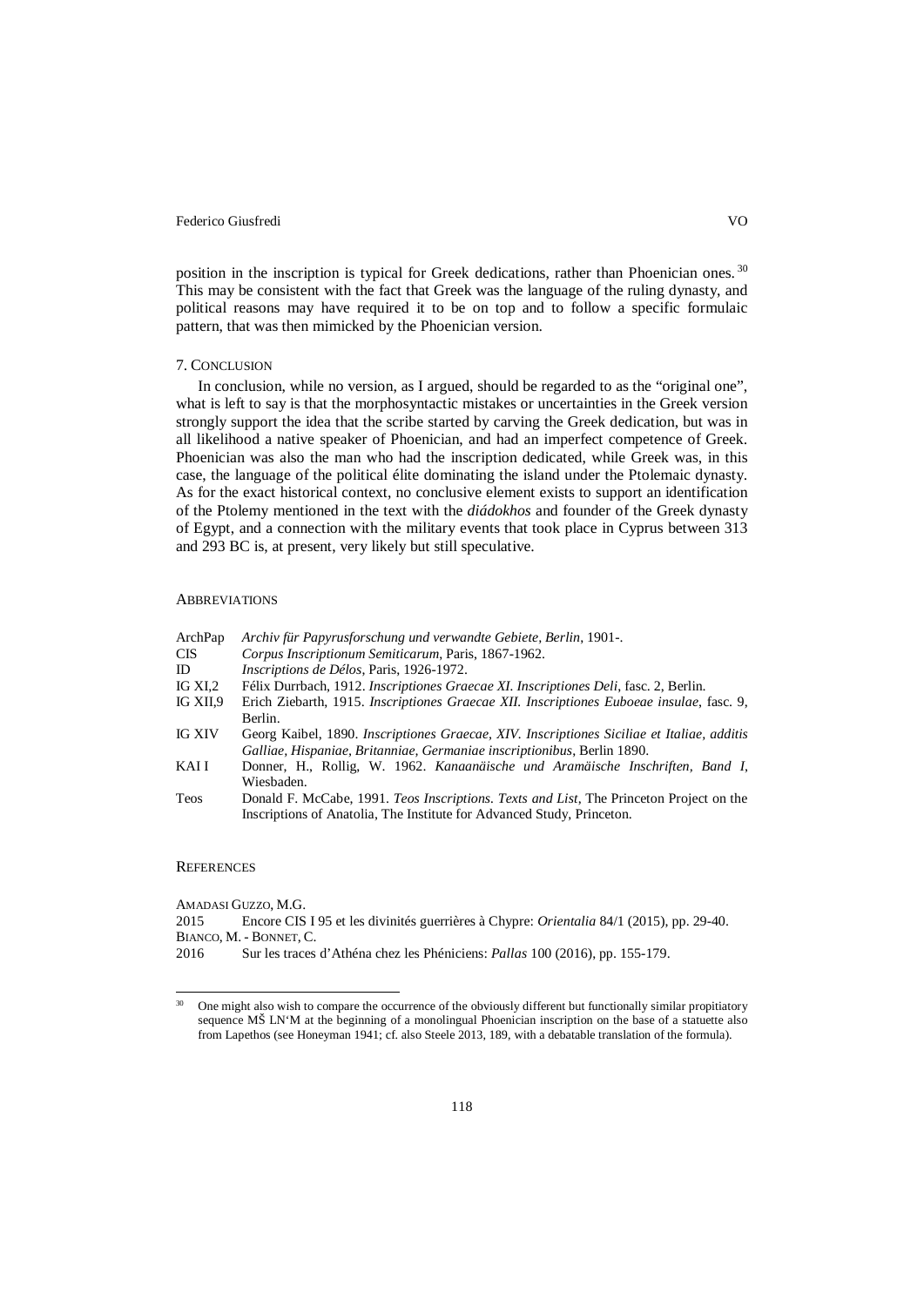position in the inscription is typical for Greek dedications, rather than Phoenician ones.[30] This may be consistent with the fact that Greek was the language of the ruling dynasty, and political reasons may have required it to be on top and to follow a specific formulaic pattern, that was then mimicked by the Phoenician version.

## 7. Conclusion

In conclusion, while no version, as I argued, should be regarded to as the "original one", what is left to say is that the morphosyntactic mistakes or uncertainties in the Greek version strongly support the idea that the scribe started by carving the Greek dedication, but was in all likelihood a native speaker of Phoenician, and had an imperfect competence of Greek. Phoenician was also the man who had the inscription dedicated, while Greek was, in this case, the language of the political élite dominating the island under the Ptolemaic dynasty. As for the exact historical context, no conclusive element exists to support an identification of the Ptolemy mentioned in the text with the *diádokhos* and founder of the Greek dynasty of Egypt, and a connection with the military events that took place in Cyprus between 313 and 293 BC is, at present, very likely but still speculative.

## Abbreviations

| | |
|---|---|
| ArchPap | *Archiv für Papyrusforschung und verwandte Gebiete, Berlin*, 1901-. |
| CIS | *Corpus Inscriptionum Semiticarum*, Paris, 1867-1962. |
| ID | *Inscriptions de Délos*, Paris, 1926-1972. |
| IG XI,2 | Félix Durrbach, 1912. *Inscriptiones Graecae XI. Inscriptiones Deli*, fasc. 2, Berlin. |
| IG XII,9 | Erich Ziebarth, 1915. *Inscriptiones Graecae XII. Inscriptiones Euboeae insulae*, fasc. 9, Berlin. |
| IG XIV | Georg Kaibel, 1890. *Inscriptiones Graecae, XIV. Inscriptiones Siciliae et Italiae, additis Galliae, Hispaniae, Britanniae, Germaniae inscriptionibus*, Berlin 1890. |
| KAI I | Donner, H., Rollig, W. 1962. *Kanaanäische und Aramäische Inschriften, Band I*, Wiesbaden. |
| Teos | Donald F. McCabe, 1991. *Teos Inscriptions. Texts and List*, The Princeton Project on the Inscriptions of Anatolia, The Institute for Advanced Study, Princeton. |

## References

Amadasi Guzzo, M.G.
2015 Encore CIS I 95 et les divinités guerrières à Chypre: *Orientalia* 84/1 (2015), pp. 29-40.

Bianco, M. - Bonnet, C.
2016 Sur les traces d'Athéna chez les Phéniciens: *Pallas* 100 (2016), pp. 155-179.

[30] One might also wish to compare the occurrence of the obviously different but functionally similar propitiatory sequence MŠ LN'M at the beginning of a monolingual Phoenician inscription on the base of a statuette also from Lapethos (see Honeyman 1941; cf. also Steele 2013, 189, with a debatable translation of the formula).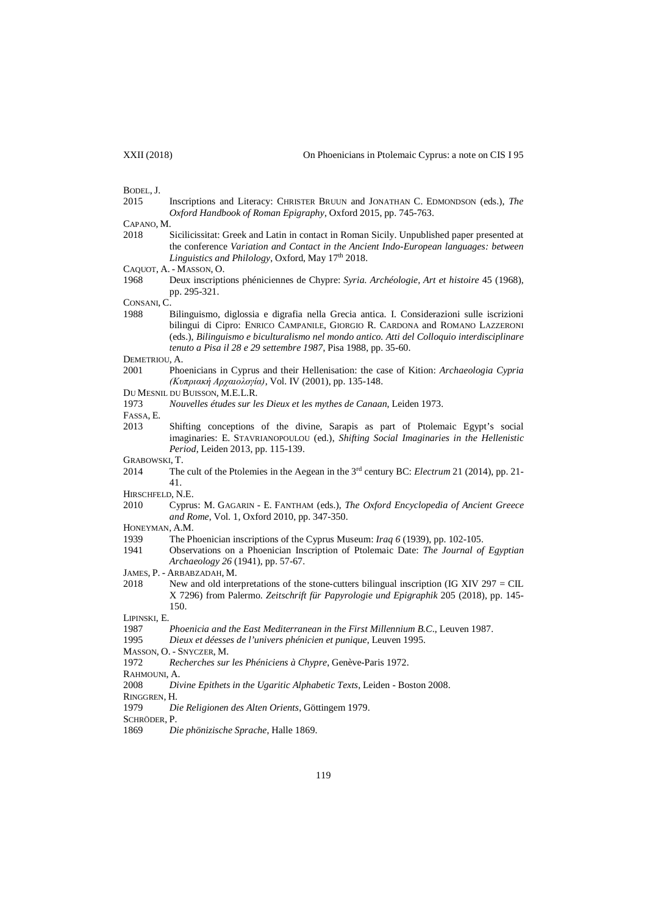BODEL, J.

2015 Inscriptions and Literacy: CHRISTER BRUUN and JONATHAN C. EDMONDSON (eds.), *The Oxford Handbook of Roman Epigraphy*, Oxford 2015, pp. 745-763.

CAPANO, M.

2018 Sicilicissitat: Greek and Latin in contact in Roman Sicily. Unpublished paper presented at the conference *Variation and Contact in the Ancient Indo-European languages: between Linguistics and Philology*, Oxford, May 17th 2018.

CAQUOT, A. - MASSON, O.

1968 Deux inscriptions phéniciennes de Chypre: *Syria. Archéologie, Art et histoire* 45 (1968), pp. 295-321.

CONSANI, C.

1988 Bilinguismo, diglossia e digrafia nella Grecia antica. I. Considerazioni sulle iscrizioni bilingui di Cipro: ENRICO CAMPANILE, GIORGIO R. CARDONA and ROMANO LAZZERONI (eds.), *Bilinguismo e biculturalismo nel mondo antico. Atti del Colloquio interdisciplinare tenuto a Pisa il 28 e 29 settembre 1987*, Pisa 1988, pp. 35-60.

DEMETRIOU, A.

2001 Phoenicians in Cyprus and their Hellenisation: the case of Kition: *Archaeologia Cypria (Κυπριακή Αρχαιολογία)*, Vol. IV (2001), pp. 135-148.

DU MESNIL DU BUISSON, M.E.L.R.

1973 *Nouvelles études sur les Dieux et les mythes de Canaan*, Leiden 1973.

FASSA, E.

2013 Shifting conceptions of the divine, Sarapis as part of Ptolemaic Egypt's social imaginaries: E. STAVRIANOPOULOU (ed.), *Shifting Social Imaginaries in the Hellenistic Period*, Leiden 2013, pp. 115-139.

GRABOWSKI, T.

2014 The cult of the Ptolemies in the Aegean in the 3rd century BC: *Electrum* 21 (2014), pp. 21-41.

HIRSCHFELD, N.E.

2010 Cyprus: M. GAGARIN - E. FANTHAM (eds.), *The Oxford Encyclopedia of Ancient Greece and Rome*, Vol. 1, Oxford 2010, pp. 347-350.

HONEYMAN, A.M.

1939 The Phoenician inscriptions of the Cyprus Museum: *Iraq 6* (1939), pp. 102-105.

1941 Observations on a Phoenician Inscription of Ptolemaic Date: *The Journal of Egyptian Archaeology 26* (1941), pp. 57-67.

JAMES, P. - ARBABZADAH, M.

2018 New and old interpretations of the stone-cutters bilingual inscription (IG XIV 297 = CIL X 7296) from Palermo. *Zeitschrift für Papyrologie und Epigraphik* 205 (2018), pp. 145-150.

LIPINSKI, E.

1987 *Phoenicia and the East Mediterranean in the First Millennium B.C.*, Leuven 1987.

1995 *Dieux et déesses de l'univers phénicien et punique*, Leuven 1995.

MASSON, O. - SNYCZER, M.

1972 *Recherches sur les Phéniciens à Chypre*, Genève-Paris 1972.

RAHMOUNI, A.

2008 *Divine Epithets in the Ugaritic Alphabetic Texts*, Leiden - Boston 2008.

RINGGREN, H.

1979 *Die Religionen des Alten Orients*, Göttingem 1979.

SCHRÖDER, P.

1869 *Die phönizische Sprache*, Halle 1869.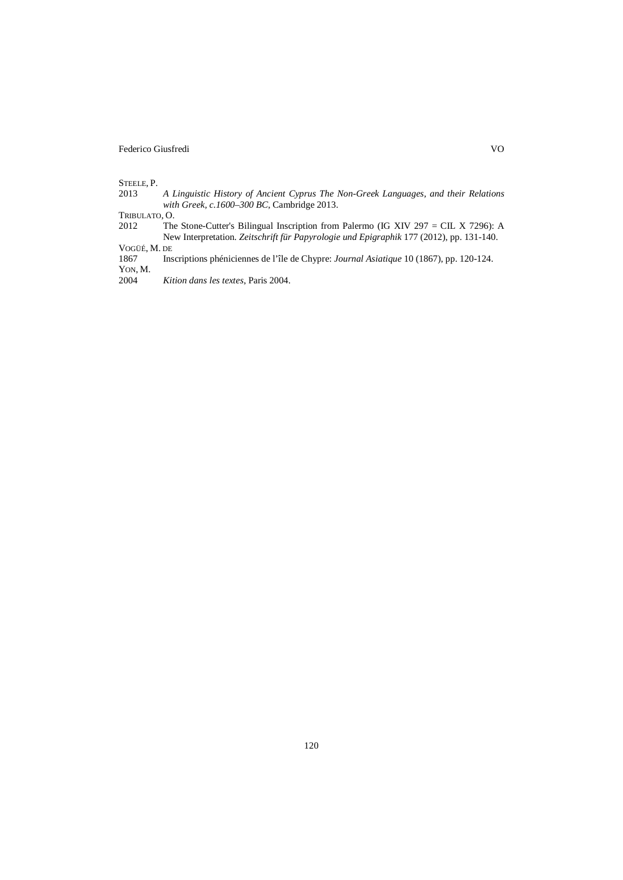STEELE, P.

2013 *A Linguistic History of Ancient Cyprus The Non-Greek Languages, and their Relations with Greek, c.1600–300 BC*, Cambridge 2013.

TRIBULATO, O.

2012 The Stone-Cutter's Bilingual Inscription from Palermo (IG XIV 297 = CIL X 7296): A New Interpretation. *Zeitschrift für Papyrologie und Epigraphik* 177 (2012), pp. 131-140.

VOGÜÉ, M. DE

1867 Inscriptions phéniciennes de l'île de Chypre: *Journal Asiatique* 10 (1867), pp. 120-124.

YON, M.

2004 *Kition dans les textes*, Paris 2004.